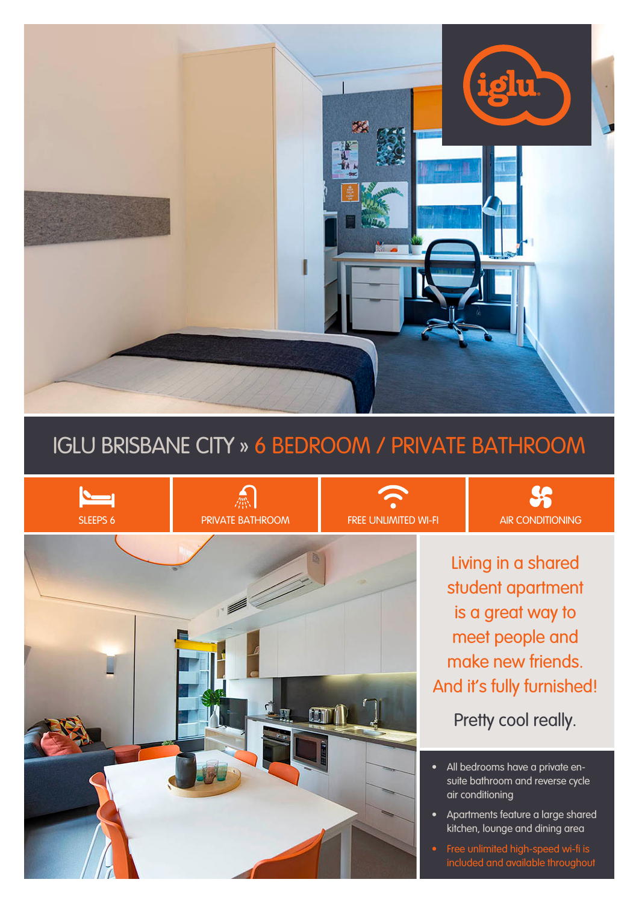# IGLU BRISBANE CITY » 6 BEDROOM / PRIVATE BATHROOM

SLEEPS 6

PRIVATE BATHROOM

FREE UNLIMITED WI-FI

AIR CONDITIONING

Living in a shared student apartment is a great way to meet people and make new friends. And it's fully furnished!

Pretty cool really.

- All bedrooms have a private en-suite bathroom and reverse cycle air conditioning
- Apartments feature a large shared kitchen, lounge and dining area
- Free unlimited high-speed wi-fi is included and available throughout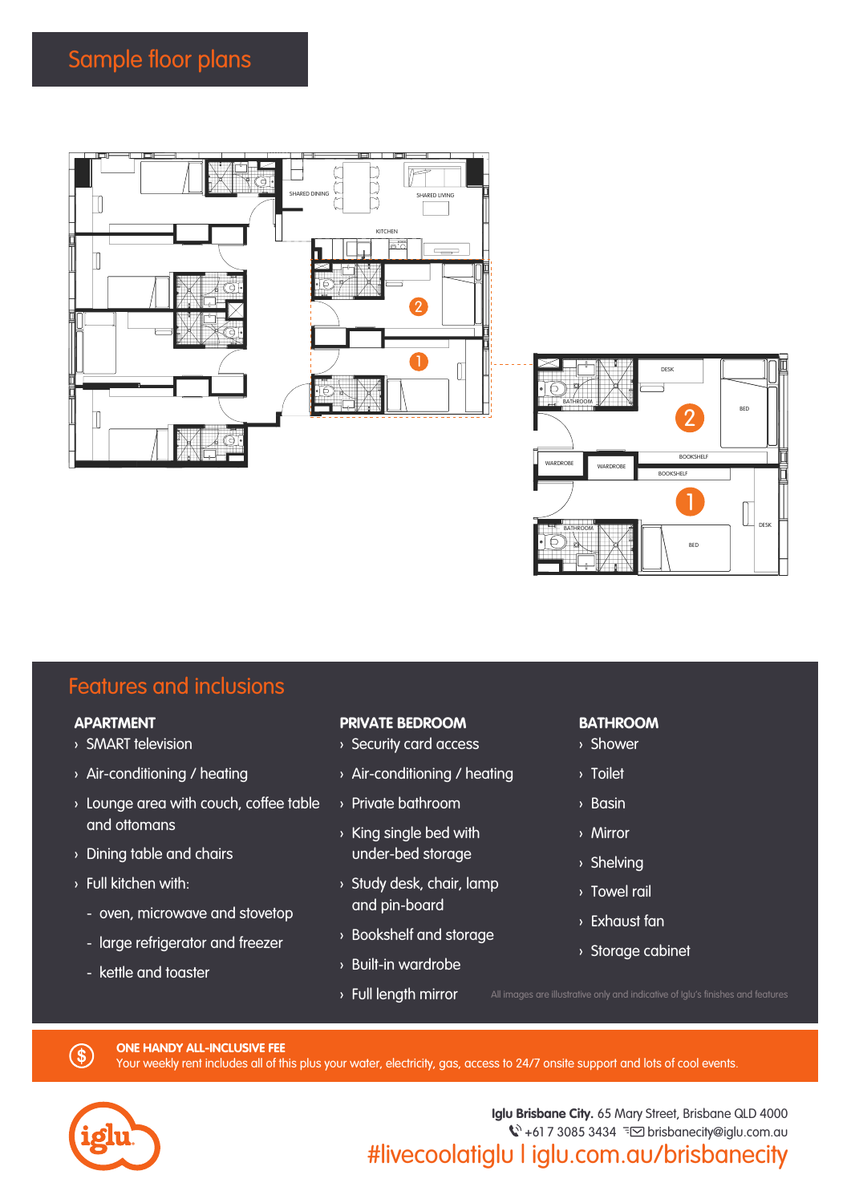# Sample floor plans

SHARED DINING

SHARED LIVING

KITCHEN

2

1

DESK

BATHROOM

BED

WARDROBE

WARDROBE

BOOKSHELF

BOOKSHELF

BATHROOM

DESK

BED

## Features and inclusions

**APARTMENT**

- SMART television
- Air-conditioning / heating
- Lounge area with couch, coffee table and ottomans
- Dining table and chairs
- Full kitchen with:
  - oven, microwave and stovetop
  - large refrigerator and freezer
  - kettle and toaster

**PRIVATE BEDROOM**

- Security card access
- Air-conditioning / heating
- Private bathroom
- King single bed with under-bed storage
- Study desk, chair, lamp and pin-board
- Bookshelf and storage
- Built-in wardrobe
- Full length mirror

**BATHROOM**

- Shower
- Toilet
- Basin
- Mirror
- Shelving
- Towel rail
- Exhaust fan
- Storage cabinet

All images are illustrative only and indicative of Iglu's finishes and features

**ONE HANDY ALL-INCLUSIVE FEE**

Your weekly rent includes all of this plus your water, electricity, gas, access to 24/7 onsite support and lots of cool events.

iglu

**Iglu Brisbane City.** 65 Mary Street, Brisbane QLD 4000

+61 7 3085 3434 brisbanecity@iglu.com.au

#livecoolatiglu | iglu.com.au/brisbanecity